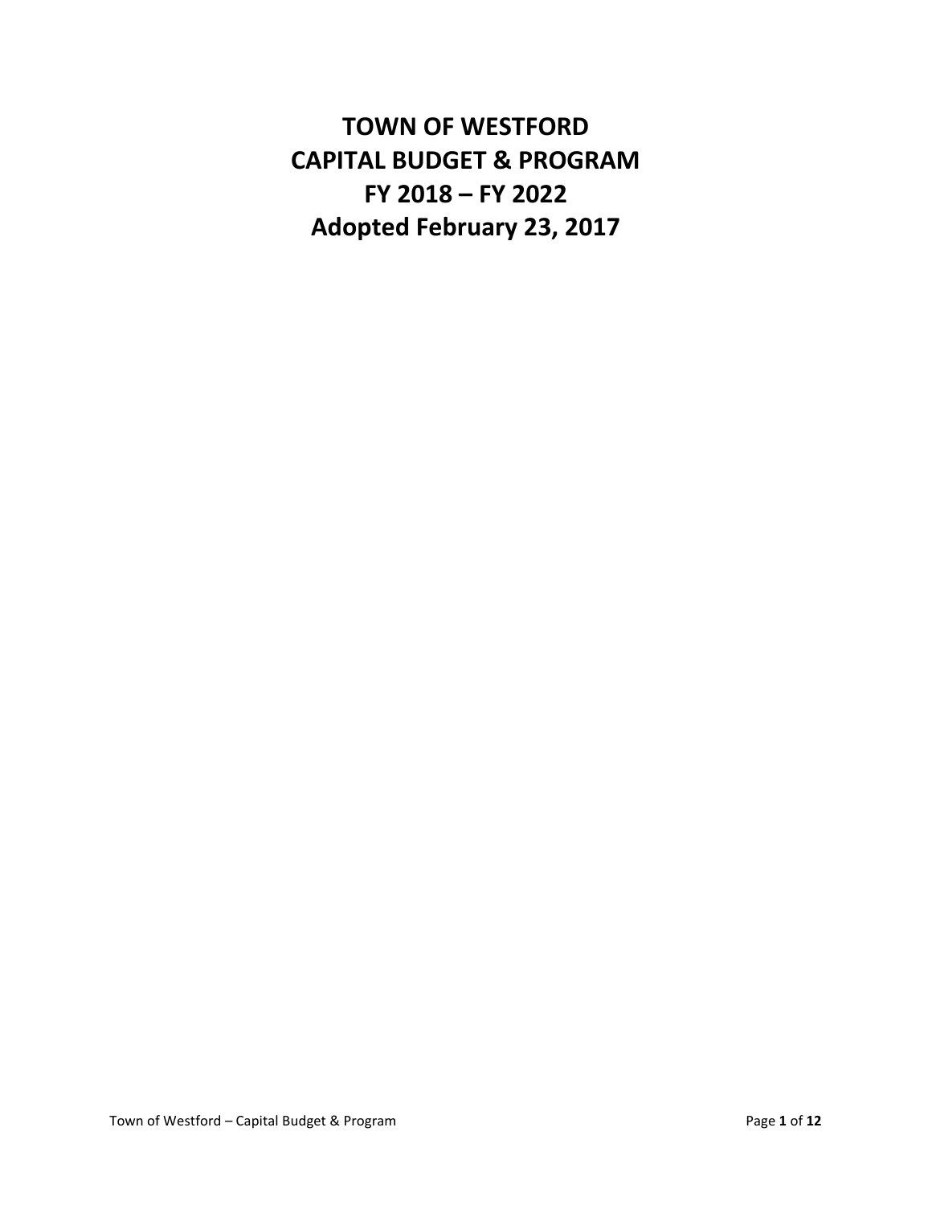# TOWN OF WESTFORD
# CAPITAL BUDGET & PROGRAM
# FY 2018 – FY 2022
# Adopted February 23, 2017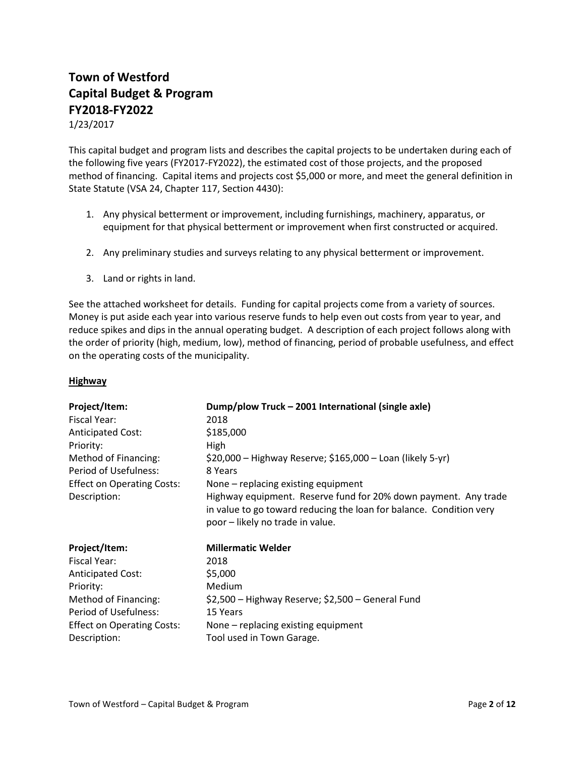# Town of Westford
# Capital Budget & Program
# FY2018-FY2022

1/23/2017

This capital budget and program lists and describes the capital projects to be undertaken during each of the following five years (FY2017-FY2022), the estimated cost of those projects, and the proposed method of financing. Capital items and projects cost $5,000 or more, and meet the general definition in State Statute (VSA 24, Chapter 117, Section 4430):

1. Any physical betterment or improvement, including furnishings, machinery, apparatus, or equipment for that physical betterment or improvement when first constructed or acquired.

2. Any preliminary studies and surveys relating to any physical betterment or improvement.

3. Land or rights in land.

See the attached worksheet for details. Funding for capital projects come from a variety of sources. Money is put aside each year into various reserve funds to help even out costs from year to year, and reduce spikes and dips in the annual operating budget. A description of each project follows along with the order of priority (high, medium, low), method of financing, period of probable usefulness, and effect on the operating costs of the municipality.

## Highway

| | |
|---|---|
| **Project/Item:** | **Dump/plow Truck – 2001 International (single axle)** |
| Fiscal Year: | 2018 |
| Anticipated Cost: | $185,000 |
| Priority: | High |
| Method of Financing: | $20,000 – Highway Reserve; $165,000 – Loan (likely 5-yr) |
| Period of Usefulness: | 8 Years |
| Effect on Operating Costs: | None – replacing existing equipment |
| Description: | Highway equipment. Reserve fund for 20% down payment. Any trade in value to go toward reducing the loan for balance. Condition very poor – likely no trade in value. |

| | |
|---|---|
| **Project/Item:** | **Millermatic Welder** |
| Fiscal Year: | 2018 |
| Anticipated Cost: | $5,000 |
| Priority: | Medium |
| Method of Financing: | $2,500 – Highway Reserve; $2,500 – General Fund |
| Period of Usefulness: | 15 Years |
| Effect on Operating Costs: | None – replacing existing equipment |
| Description: | Tool used in Town Garage. |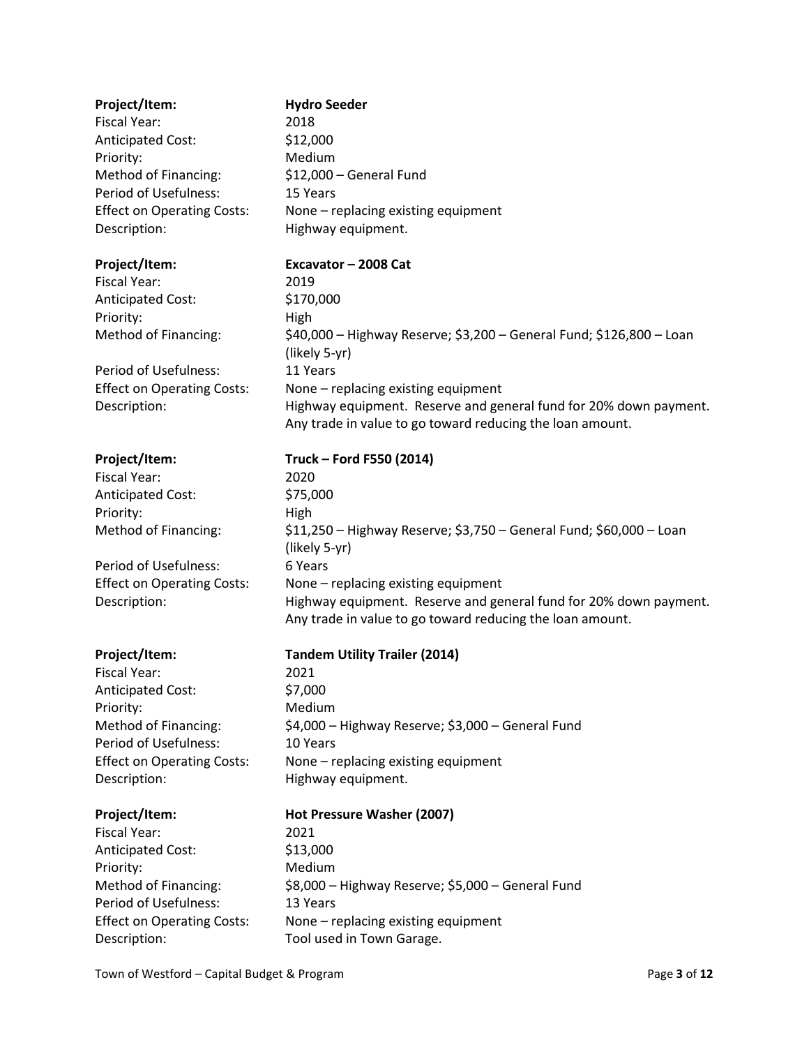**Project/Item:** **Hydro Seeder**
Fiscal Year: 2018
Anticipated Cost: $12,000
Priority: Medium
Method of Financing: $12,000 – General Fund
Period of Usefulness: 15 Years
Effect on Operating Costs: None – replacing existing equipment
Description: Highway equipment.

**Project/Item:** **Excavator – 2008 Cat**
Fiscal Year: 2019
Anticipated Cost: $170,000
Priority: High
Method of Financing: $40,000 – Highway Reserve; $3,200 – General Fund; $126,800 – Loan (likely 5-yr)
Period of Usefulness: 11 Years
Effect on Operating Costs: None – replacing existing equipment
Description: Highway equipment. Reserve and general fund for 20% down payment. Any trade in value to go toward reducing the loan amount.

**Project/Item:** **Truck – Ford F550 (2014)**
Fiscal Year: 2020
Anticipated Cost: $75,000
Priority: High
Method of Financing: $11,250 – Highway Reserve; $3,750 – General Fund; $60,000 – Loan (likely 5-yr)
Period of Usefulness: 6 Years
Effect on Operating Costs: None – replacing existing equipment
Description: Highway equipment. Reserve and general fund for 20% down payment. Any trade in value to go toward reducing the loan amount.

**Project/Item:** **Tandem Utility Trailer (2014)**
Fiscal Year: 2021
Anticipated Cost: $7,000
Priority: Medium
Method of Financing: $4,000 – Highway Reserve; $3,000 – General Fund
Period of Usefulness: 10 Years
Effect on Operating Costs: None – replacing existing equipment
Description: Highway equipment.

**Project/Item:** **Hot Pressure Washer (2007)**
Fiscal Year: 2021
Anticipated Cost: $13,000
Priority: Medium
Method of Financing: $8,000 – Highway Reserve; $5,000 – General Fund
Period of Usefulness: 13 Years
Effect on Operating Costs: None – replacing existing equipment
Description: Tool used in Town Garage.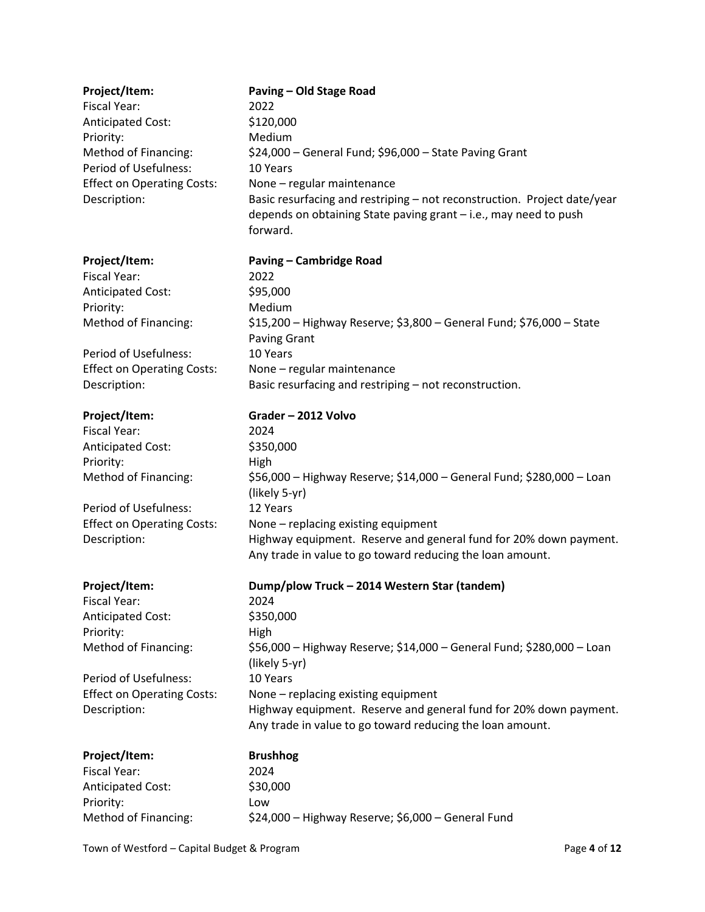**Project/Item:** **Paving – Old Stage Road**
Fiscal Year: 2022
Anticipated Cost: $120,000
Priority: Medium
Method of Financing: $24,000 – General Fund; $96,000 – State Paving Grant
Period of Usefulness: 10 Years
Effect on Operating Costs: None – regular maintenance
Description: Basic resurfacing and restriping – not reconstruction. Project date/year depends on obtaining State paving grant – i.e., may need to push forward.

**Project/Item:** **Paving – Cambridge Road**
Fiscal Year: 2022
Anticipated Cost: $95,000
Priority: Medium
Method of Financing: $15,200 – Highway Reserve; $3,800 – General Fund; $76,000 – State Paving Grant
Period of Usefulness: 10 Years
Effect on Operating Costs: None – regular maintenance
Description: Basic resurfacing and restriping – not reconstruction.

**Project/Item:** **Grader – 2012 Volvo**
Fiscal Year: 2024
Anticipated Cost: $350,000
Priority: High
Method of Financing: $56,000 – Highway Reserve; $14,000 – General Fund; $280,000 – Loan (likely 5-yr)
Period of Usefulness: 12 Years
Effect on Operating Costs: None – replacing existing equipment
Description: Highway equipment. Reserve and general fund for 20% down payment. Any trade in value to go toward reducing the loan amount.

**Project/Item:** **Dump/plow Truck – 2014 Western Star (tandem)**
Fiscal Year: 2024
Anticipated Cost: $350,000
Priority: High
Method of Financing: $56,000 – Highway Reserve; $14,000 – General Fund; $280,000 – Loan (likely 5-yr)
Period of Usefulness: 10 Years
Effect on Operating Costs: None – replacing existing equipment
Description: Highway equipment. Reserve and general fund for 20% down payment. Any trade in value to go toward reducing the loan amount.

**Project/Item:** **Brushhog**
Fiscal Year: 2024
Anticipated Cost: $30,000
Priority: Low
Method of Financing: $24,000 – Highway Reserve; $6,000 – General Fund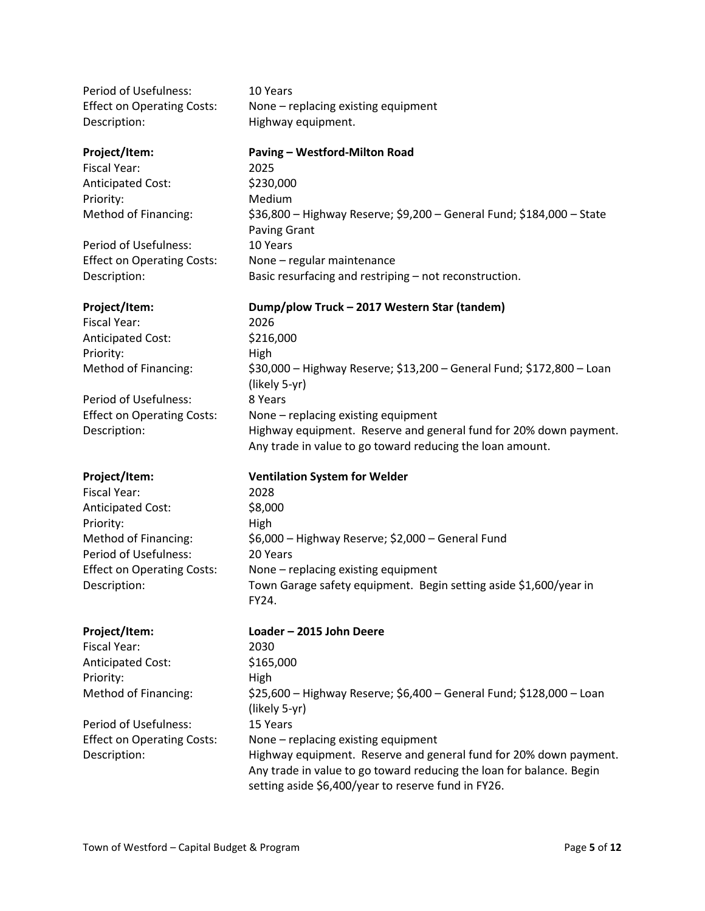Period of Usefulness: 10 Years
Effect on Operating Costs: None – replacing existing equipment
Description: Highway equipment.

**Project/Item:** **Paving – Westford-Milton Road**
Fiscal Year: 2025
Anticipated Cost: $230,000
Priority: Medium
Method of Financing: $36,800 – Highway Reserve; $9,200 – General Fund; $184,000 – State Paving Grant
Period of Usefulness: 10 Years
Effect on Operating Costs: None – regular maintenance
Description: Basic resurfacing and restriping – not reconstruction.

**Project/Item:** **Dump/plow Truck – 2017 Western Star (tandem)**
Fiscal Year: 2026
Anticipated Cost: $216,000
Priority: High
Method of Financing: $30,000 – Highway Reserve; $13,200 – General Fund; $172,800 – Loan (likely 5-yr)
Period of Usefulness: 8 Years
Effect on Operating Costs: None – replacing existing equipment
Description: Highway equipment. Reserve and general fund for 20% down payment. Any trade in value to go toward reducing the loan amount.

**Project/Item:** **Ventilation System for Welder**
Fiscal Year: 2028
Anticipated Cost: $8,000
Priority: High
Method of Financing: $6,000 – Highway Reserve; $2,000 – General Fund
Period of Usefulness: 20 Years
Effect on Operating Costs: None – replacing existing equipment
Description: Town Garage safety equipment. Begin setting aside $1,600/year in FY24.

**Project/Item:** **Loader – 2015 John Deere**
Fiscal Year: 2030
Anticipated Cost: $165,000
Priority: High
Method of Financing: $25,600 – Highway Reserve; $6,400 – General Fund; $128,000 – Loan (likely 5-yr)
Period of Usefulness: 15 Years
Effect on Operating Costs: None – replacing existing equipment
Description: Highway equipment. Reserve and general fund for 20% down payment. Any trade in value to go toward reducing the loan for balance. Begin setting aside $6,400/year to reserve fund in FY26.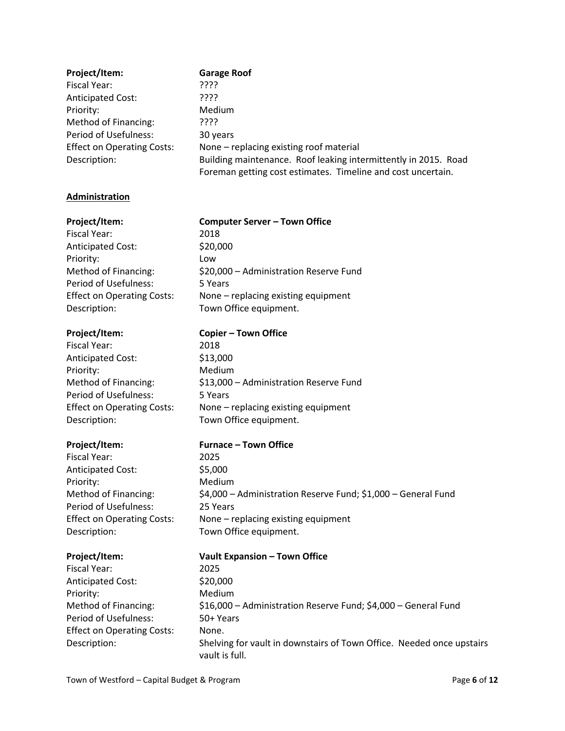| **Project/Item:** | **Garage Roof** |
| --- | --- |
| Fiscal Year: | ???? |
| Anticipated Cost: | ???? |
| Priority: | Medium |
| Method of Financing: | ???? |
| Period of Usefulness: | 30 years |
| Effect on Operating Costs: | None – replacing existing roof material |
| Description: | Building maintenance. Roof leaking intermittently in 2015. Road Foreman getting cost estimates. Timeline and cost uncertain. |

**<u>Administration</u>**

| **Project/Item:** | **Computer Server – Town Office** |
| --- | --- |
| Fiscal Year: | 2018 |
| Anticipated Cost: | $20,000 |
| Priority: | Low |
| Method of Financing: | $20,000 – Administration Reserve Fund |
| Period of Usefulness: | 5 Years |
| Effect on Operating Costs: | None – replacing existing equipment |
| Description: | Town Office equipment. |

| **Project/Item:** | **Copier – Town Office** |
| --- | --- |
| Fiscal Year: | 2018 |
| Anticipated Cost: | $13,000 |
| Priority: | Medium |
| Method of Financing: | $13,000 – Administration Reserve Fund |
| Period of Usefulness: | 5 Years |
| Effect on Operating Costs: | None – replacing existing equipment |
| Description: | Town Office equipment. |

| **Project/Item:** | **Furnace – Town Office** |
| --- | --- |
| Fiscal Year: | 2025 |
| Anticipated Cost: | $5,000 |
| Priority: | Medium |
| Method of Financing: | $4,000 – Administration Reserve Fund; $1,000 – General Fund |
| Period of Usefulness: | 25 Years |
| Effect on Operating Costs: | None – replacing existing equipment |
| Description: | Town Office equipment. |

| **Project/Item:** | **Vault Expansion – Town Office** |
| --- | --- |
| Fiscal Year: | 2025 |
| Anticipated Cost: | $20,000 |
| Priority: | Medium |
| Method of Financing: | $16,000 – Administration Reserve Fund; $4,000 – General Fund |
| Period of Usefulness: | 50+ Years |
| Effect on Operating Costs: | None. |
| Description: | Shelving for vault in downstairs of Town Office. Needed once upstairs vault is full. |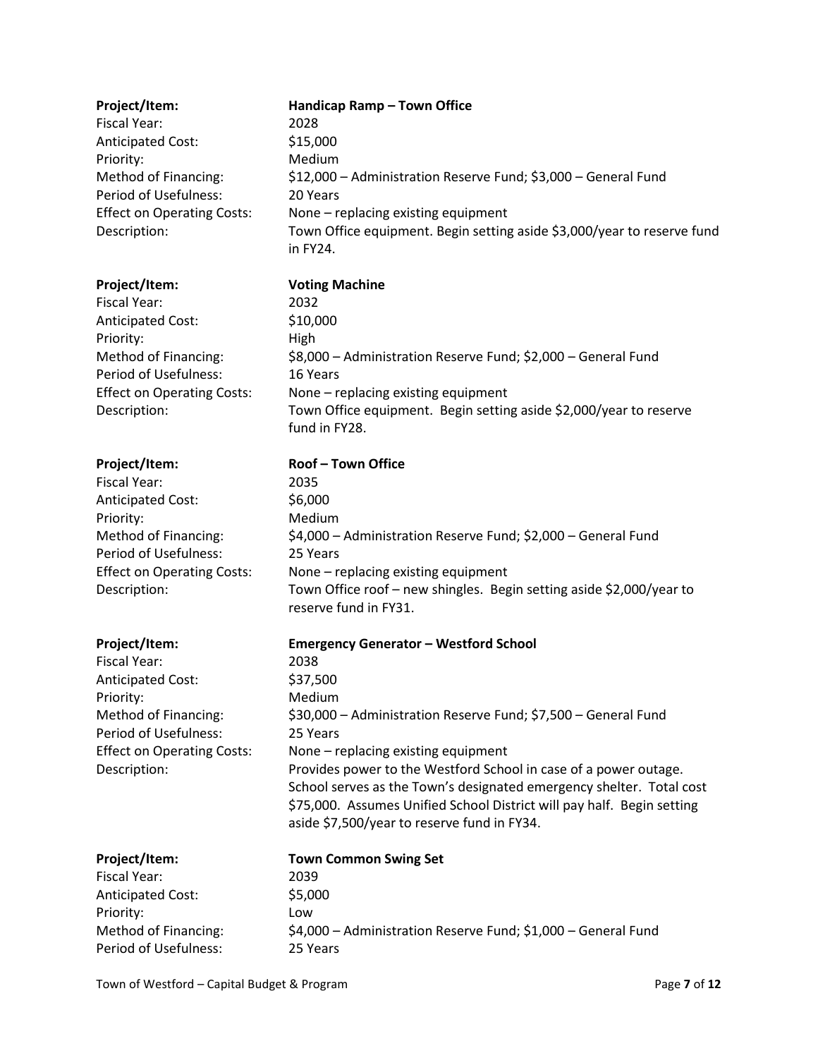**Project/Item:** **Handicap Ramp – Town Office**
Fiscal Year: 2028
Anticipated Cost: $15,000
Priority: Medium
Method of Financing: $12,000 – Administration Reserve Fund; $3,000 – General Fund
Period of Usefulness: 20 Years
Effect on Operating Costs: None – replacing existing equipment
Description: Town Office equipment. Begin setting aside $3,000/year to reserve fund in FY24.

**Project/Item:** **Voting Machine**
Fiscal Year: 2032
Anticipated Cost: $10,000
Priority: High
Method of Financing: $8,000 – Administration Reserve Fund; $2,000 – General Fund
Period of Usefulness: 16 Years
Effect on Operating Costs: None – replacing existing equipment
Description: Town Office equipment. Begin setting aside $2,000/year to reserve fund in FY28.

**Project/Item:** **Roof – Town Office**
Fiscal Year: 2035
Anticipated Cost: $6,000
Priority: Medium
Method of Financing: $4,000 – Administration Reserve Fund; $2,000 – General Fund
Period of Usefulness: 25 Years
Effect on Operating Costs: None – replacing existing equipment
Description: Town Office roof – new shingles. Begin setting aside $2,000/year to reserve fund in FY31.

**Project/Item:** **Emergency Generator – Westford School**
Fiscal Year: 2038
Anticipated Cost: $37,500
Priority: Medium
Method of Financing: $30,000 – Administration Reserve Fund; $7,500 – General Fund
Period of Usefulness: 25 Years
Effect on Operating Costs: None – replacing existing equipment
Description: Provides power to the Westford School in case of a power outage. School serves as the Town's designated emergency shelter. Total cost $75,000. Assumes Unified School District will pay half. Begin setting aside $7,500/year to reserve fund in FY34.

**Project/Item:** **Town Common Swing Set**
Fiscal Year: 2039
Anticipated Cost: $5,000
Priority: Low
Method of Financing: $4,000 – Administration Reserve Fund; $1,000 – General Fund
Period of Usefulness: 25 Years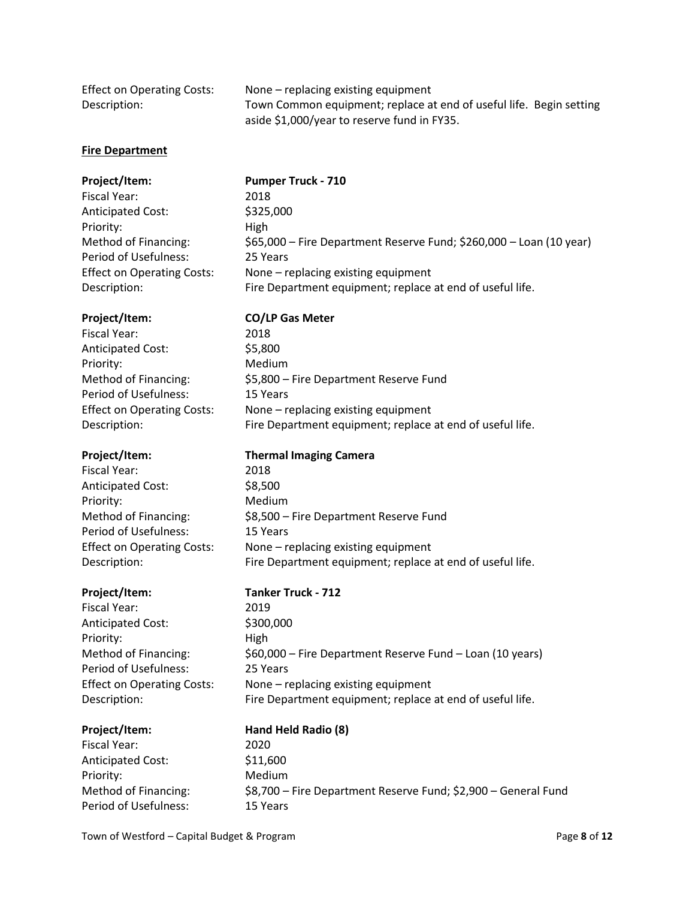Effect on Operating Costs: None – replacing existing equipment
Description: Town Common equipment; replace at end of useful life. Begin setting aside $1,000/year to reserve fund in FY35.

**Fire Department**

**Project/Item:** **Pumper Truck - 710**
Fiscal Year: 2018
Anticipated Cost: $325,000
Priority: High
Method of Financing: $65,000 – Fire Department Reserve Fund; $260,000 – Loan (10 year)
Period of Usefulness: 25 Years
Effect on Operating Costs: None – replacing existing equipment
Description: Fire Department equipment; replace at end of useful life.

**Project/Item:** **CO/LP Gas Meter**
Fiscal Year: 2018
Anticipated Cost: $5,800
Priority: Medium
Method of Financing: $5,800 – Fire Department Reserve Fund
Period of Usefulness: 15 Years
Effect on Operating Costs: None – replacing existing equipment
Description: Fire Department equipment; replace at end of useful life.

**Project/Item:** **Thermal Imaging Camera**
Fiscal Year: 2018
Anticipated Cost: $8,500
Priority: Medium
Method of Financing: $8,500 – Fire Department Reserve Fund
Period of Usefulness: 15 Years
Effect on Operating Costs: None – replacing existing equipment
Description: Fire Department equipment; replace at end of useful life.

**Project/Item:** **Tanker Truck - 712**
Fiscal Year: 2019
Anticipated Cost: $300,000
Priority: High
Method of Financing: $60,000 – Fire Department Reserve Fund – Loan (10 years)
Period of Usefulness: 25 Years
Effect on Operating Costs: None – replacing existing equipment
Description: Fire Department equipment; replace at end of useful life.

**Project/Item:** **Hand Held Radio (8)**
Fiscal Year: 2020
Anticipated Cost: $11,600
Priority: Medium
Method of Financing: $8,700 – Fire Department Reserve Fund; $2,900 – General Fund
Period of Usefulness: 15 Years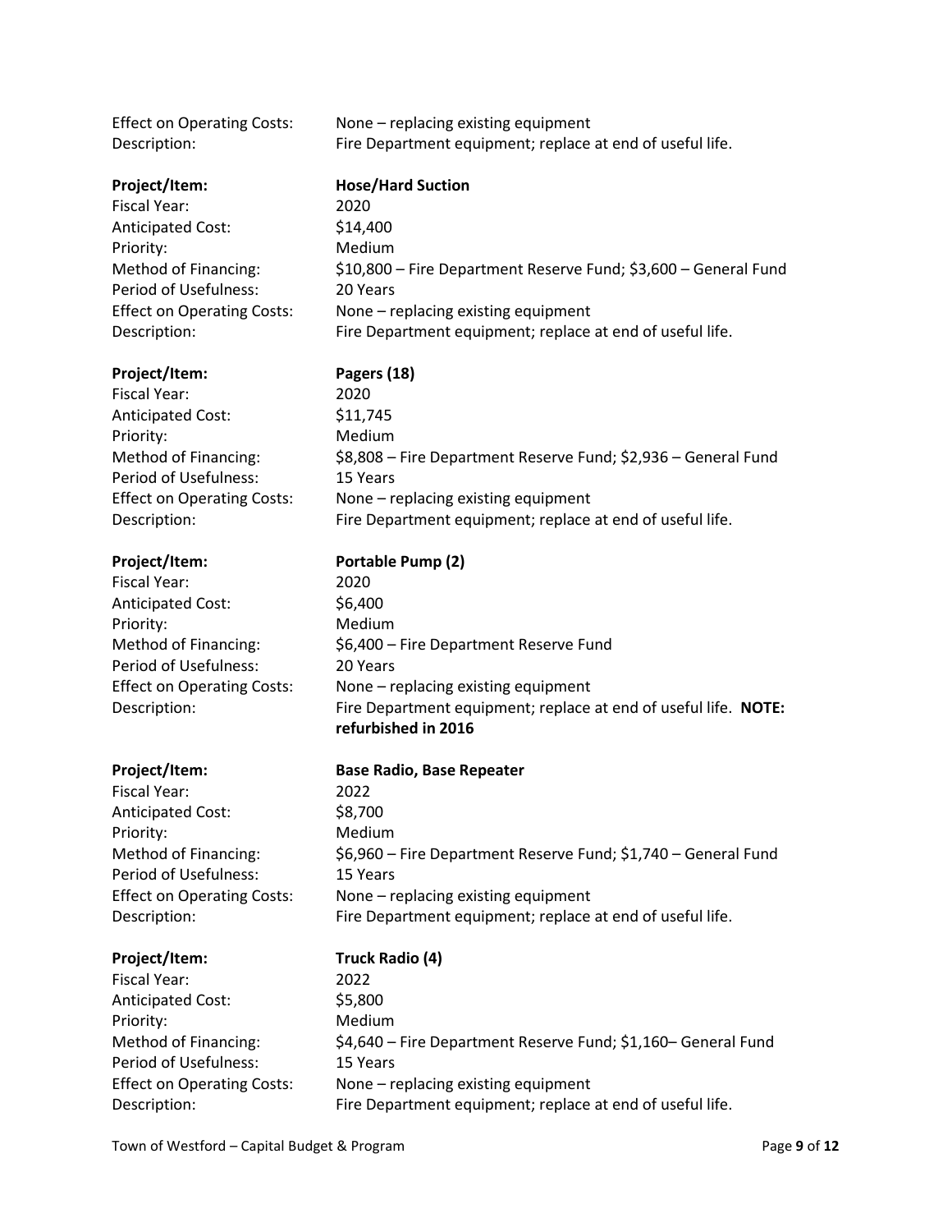Effect on Operating Costs: None – replacing existing equipment
Description: Fire Department equipment; replace at end of useful life.

**Project/Item:** **Hose/Hard Suction**
Fiscal Year: 2020
Anticipated Cost: $14,400
Priority: Medium
Method of Financing: $10,800 – Fire Department Reserve Fund; $3,600 – General Fund
Period of Usefulness: 20 Years
Effect on Operating Costs: None – replacing existing equipment
Description: Fire Department equipment; replace at end of useful life.

**Project/Item:** **Pagers (18)**
Fiscal Year: 2020
Anticipated Cost: $11,745
Priority: Medium
Method of Financing: $8,808 – Fire Department Reserve Fund; $2,936 – General Fund
Period of Usefulness: 15 Years
Effect on Operating Costs: None – replacing existing equipment
Description: Fire Department equipment; replace at end of useful life.

**Project/Item:** **Portable Pump (2)**
Fiscal Year: 2020
Anticipated Cost: $6,400
Priority: Medium
Method of Financing: $6,400 – Fire Department Reserve Fund
Period of Usefulness: 20 Years
Effect on Operating Costs: None – replacing existing equipment
Description: Fire Department equipment; replace at end of useful life. **NOTE: refurbished in 2016**

**Project/Item:** **Base Radio, Base Repeater**
Fiscal Year: 2022
Anticipated Cost: $8,700
Priority: Medium
Method of Financing: $6,960 – Fire Department Reserve Fund; $1,740 – General Fund
Period of Usefulness: 15 Years
Effect on Operating Costs: None – replacing existing equipment
Description: Fire Department equipment; replace at end of useful life.

**Project/Item:** **Truck Radio (4)**
Fiscal Year: 2022
Anticipated Cost: $5,800
Priority: Medium
Method of Financing: $4,640 – Fire Department Reserve Fund; $1,160– General Fund
Period of Usefulness: 15 Years
Effect on Operating Costs: None – replacing existing equipment
Description: Fire Department equipment; replace at end of useful life.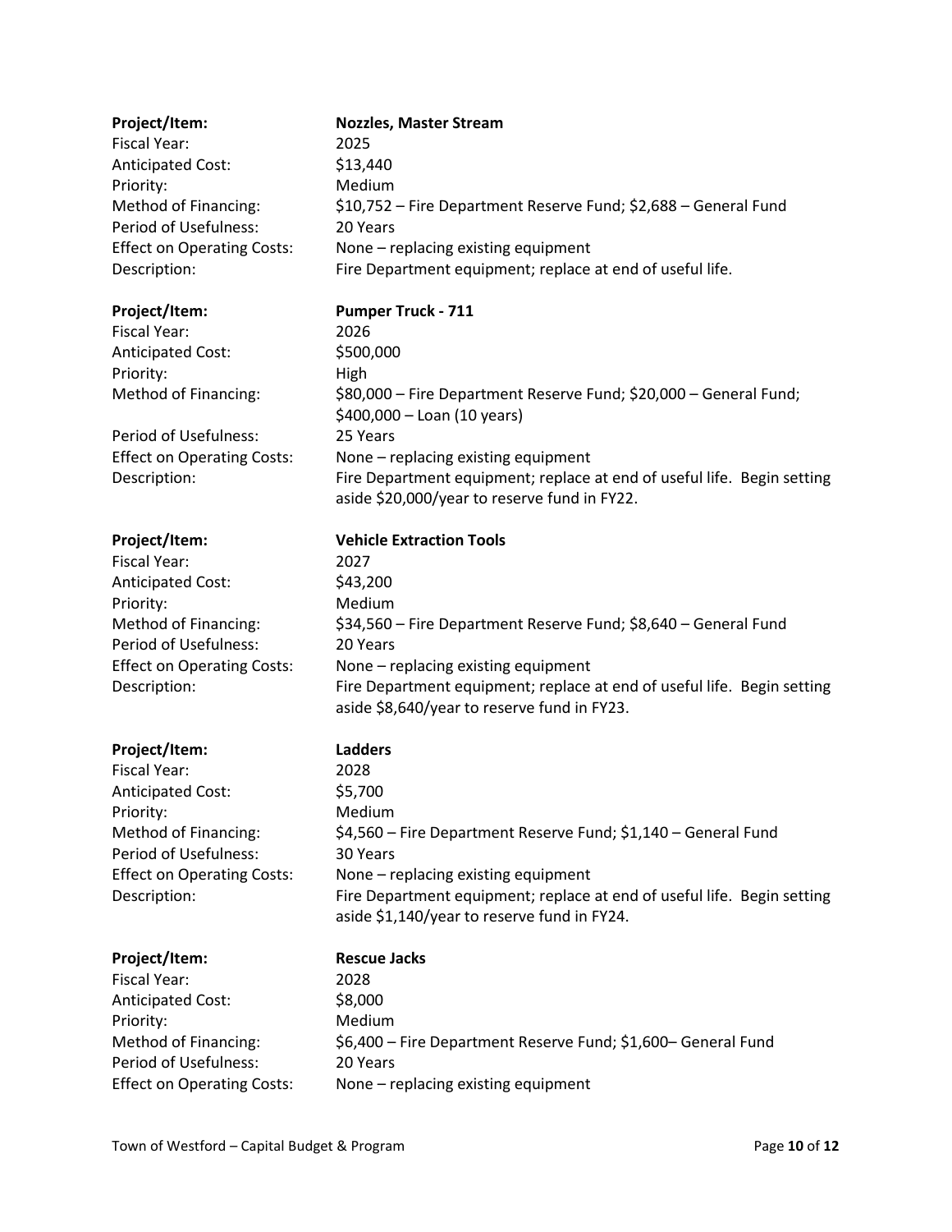**Project/Item:** **Nozzles, Master Stream**
Fiscal Year: 2025
Anticipated Cost: $13,440
Priority: Medium
Method of Financing: $10,752 – Fire Department Reserve Fund; $2,688 – General Fund
Period of Usefulness: 20 Years
Effect on Operating Costs: None – replacing existing equipment
Description: Fire Department equipment; replace at end of useful life.

**Project/Item:** **Pumper Truck - 711**
Fiscal Year: 2026
Anticipated Cost: $500,000
Priority: High
Method of Financing: $80,000 – Fire Department Reserve Fund; $20,000 – General Fund; $400,000 – Loan (10 years)
Period of Usefulness: 25 Years
Effect on Operating Costs: None – replacing existing equipment
Description: Fire Department equipment; replace at end of useful life. Begin setting aside $20,000/year to reserve fund in FY22.

**Project/Item:** **Vehicle Extraction Tools**
Fiscal Year: 2027
Anticipated Cost: $43,200
Priority: Medium
Method of Financing: $34,560 – Fire Department Reserve Fund; $8,640 – General Fund
Period of Usefulness: 20 Years
Effect on Operating Costs: None – replacing existing equipment
Description: Fire Department equipment; replace at end of useful life. Begin setting aside $8,640/year to reserve fund in FY23.

**Project/Item:** **Ladders**
Fiscal Year: 2028
Anticipated Cost: $5,700
Priority: Medium
Method of Financing: $4,560 – Fire Department Reserve Fund; $1,140 – General Fund
Period of Usefulness: 30 Years
Effect on Operating Costs: None – replacing existing equipment
Description: Fire Department equipment; replace at end of useful life. Begin setting aside $1,140/year to reserve fund in FY24.

**Project/Item:** **Rescue Jacks**
Fiscal Year: 2028
Anticipated Cost: $8,000
Priority: Medium
Method of Financing: $6,400 – Fire Department Reserve Fund; $1,600– General Fund
Period of Usefulness: 20 Years
Effect on Operating Costs: None – replacing existing equipment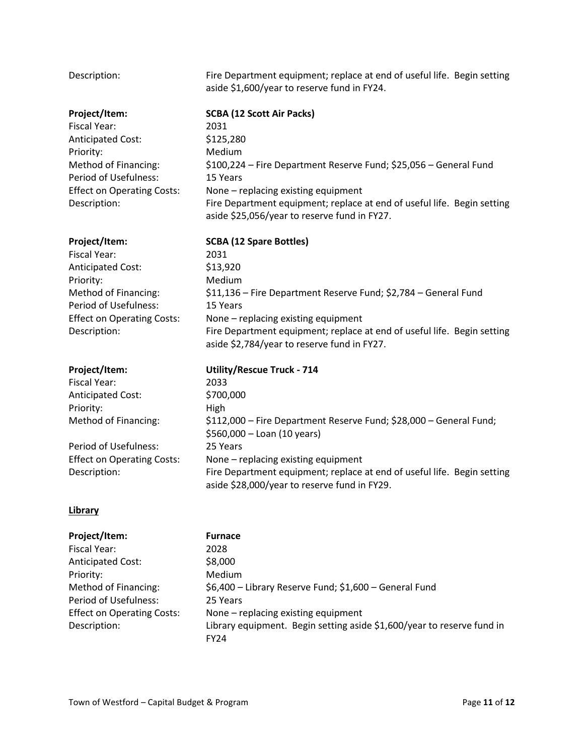Description: Fire Department equipment; replace at end of useful life. Begin setting aside $1,600/year to reserve fund in FY24.

| | |
|---|---|
| **Project/Item:** | **SCBA (12 Scott Air Packs)** |
| Fiscal Year: | 2031 |
| Anticipated Cost: | $125,280 |
| Priority: | Medium |
| Method of Financing: | $100,224 – Fire Department Reserve Fund; $25,056 – General Fund |
| Period of Usefulness: | 15 Years |
| Effect on Operating Costs: | None – replacing existing equipment |
| Description: | Fire Department equipment; replace at end of useful life. Begin setting aside $25,056/year to reserve fund in FY27. |

| | |
|---|---|
| **Project/Item:** | **SCBA (12 Spare Bottles)** |
| Fiscal Year: | 2031 |
| Anticipated Cost: | $13,920 |
| Priority: | Medium |
| Method of Financing: | $11,136 – Fire Department Reserve Fund; $2,784 – General Fund |
| Period of Usefulness: | 15 Years |
| Effect on Operating Costs: | None – replacing existing equipment |
| Description: | Fire Department equipment; replace at end of useful life. Begin setting aside $2,784/year to reserve fund in FY27. |

| | |
|---|---|
| **Project/Item:** | **Utility/Rescue Truck - 714** |
| Fiscal Year: | 2033 |
| Anticipated Cost: | $700,000 |
| Priority: | High |
| Method of Financing: | $112,000 – Fire Department Reserve Fund; $28,000 – General Fund; $560,000 – Loan (10 years) |
| Period of Usefulness: | 25 Years |
| Effect on Operating Costs: | None – replacing existing equipment |
| Description: | Fire Department equipment; replace at end of useful life. Begin setting aside $28,000/year to reserve fund in FY29. |

**Library**

| | |
|---|---|
| **Project/Item:** | **Furnace** |
| Fiscal Year: | 2028 |
| Anticipated Cost: | $8,000 |
| Priority: | Medium |
| Method of Financing: | $6,400 – Library Reserve Fund; $1,600 – General Fund |
| Period of Usefulness: | 25 Years |
| Effect on Operating Costs: | None – replacing existing equipment |
| Description: | Library equipment. Begin setting aside $1,600/year to reserve fund in FY24 |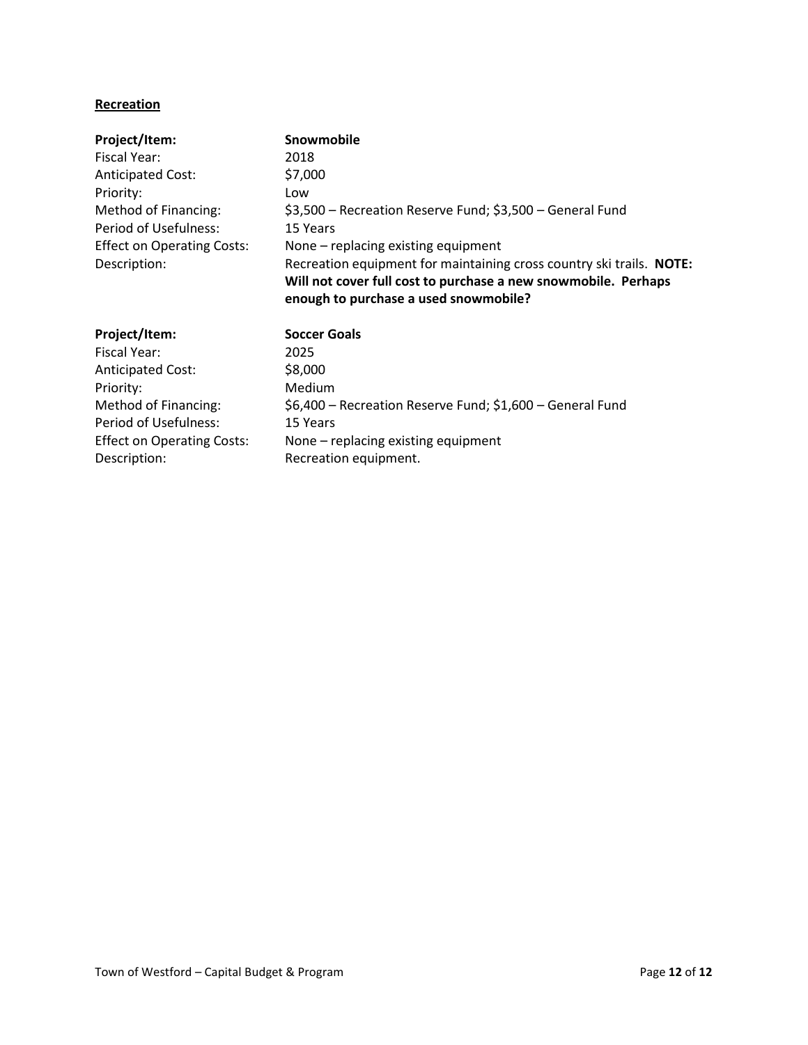**Recreation**

| | |
|---|---|
| **Project/Item:** | **Snowmobile** |
| Fiscal Year: | 2018 |
| Anticipated Cost: | $7,000 |
| Priority: | Low |
| Method of Financing: | $3,500 – Recreation Reserve Fund; $3,500 – General Fund |
| Period of Usefulness: | 15 Years |
| Effect on Operating Costs: | None – replacing existing equipment |
| Description: | Recreation equipment for maintaining cross country ski trails. **NOTE: Will not cover full cost to purchase a new snowmobile. Perhaps enough to purchase a used snowmobile?** |

| | |
|---|---|
| **Project/Item:** | **Soccer Goals** |
| Fiscal Year: | 2025 |
| Anticipated Cost: | $8,000 |
| Priority: | Medium |
| Method of Financing: | $6,400 – Recreation Reserve Fund; $1,600 – General Fund |
| Period of Usefulness: | 15 Years |
| Effect on Operating Costs: | None – replacing existing equipment |
| Description: | Recreation equipment. |